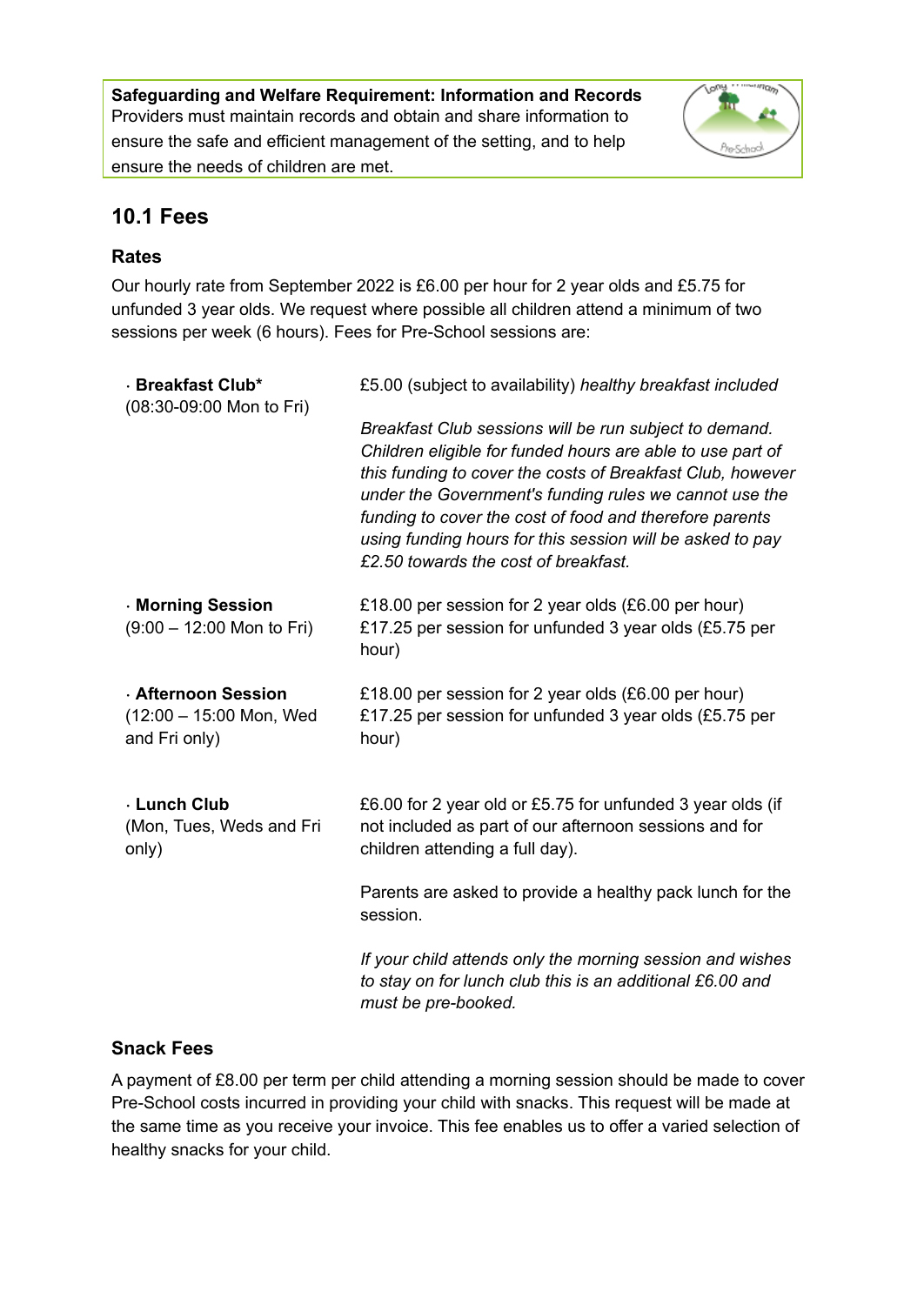**Safeguarding and Welfare Requirement: Information and Records**
Providers must maintain records and obtain and share information to ensure the safe and efficient management of the setting, and to help ensure the needs of children are met.

## 10.1 Fees

### Rates

Our hourly rate from September 2022 is £6.00 per hour for 2 year olds and £5.75 for unfunded 3 year olds. We request where possible all children attend a minimum of two sessions per week (6 hours). Fees for Pre-School sessions are:

| Session | Fee |
|---|---|
| · **Breakfast Club*** (08:30-09:00 Mon to Fri) | £5.00 (subject to availability) *healthy breakfast included*<br><br>*Breakfast Club sessions will be run subject to demand. Children eligible for funded hours are able to use part of this funding to cover the costs of Breakfast Club, however under the Government's funding rules we cannot use the funding to cover the cost of food and therefore parents using funding hours for this session will be asked to pay £2.50 towards the cost of breakfast.* |
| · **Morning Session** (9:00 – 12:00 Mon to Fri) | £18.00 per session for 2 year olds (£6.00 per hour)<br>£17.25 per session for unfunded 3 year olds (£5.75 per hour) |
| · **Afternoon Session** (12:00 – 15:00 Mon, Wed and Fri only) | £18.00 per session for 2 year olds (£6.00 per hour)<br>£17.25 per session for unfunded 3 year olds (£5.75 per hour) |
| · **Lunch Club** (Mon, Tues, Weds and Fri only) | £6.00 for 2 year old or £5.75 for unfunded 3 year olds (if not included as part of our afternoon sessions and for children attending a full day).<br><br>Parents are asked to provide a healthy pack lunch for the session.<br><br>*If your child attends only the morning session and wishes to stay on for lunch club this is an additional £6.00 and must be pre-booked.* |

### Snack Fees

A payment of £8.00 per term per child attending a morning session should be made to cover Pre-School costs incurred in providing your child with snacks. This request will be made at the same time as you receive your invoice. This fee enables us to offer a varied selection of healthy snacks for your child.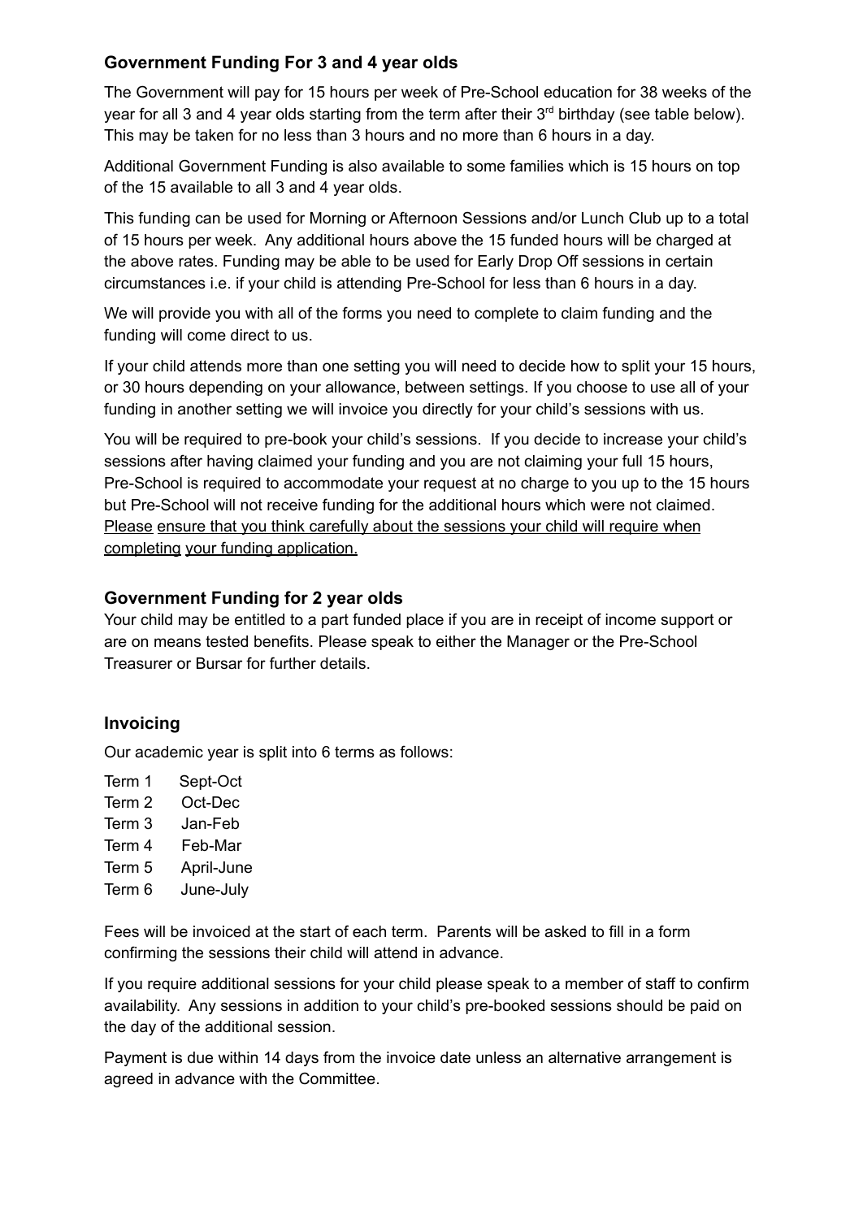## Government Funding For 3 and 4 year olds

The Government will pay for 15 hours per week of Pre-School education for 38 weeks of the year for all 3 and 4 year olds starting from the term after their 3rd birthday (see table below). This may be taken for no less than 3 hours and no more than 6 hours in a day.

Additional Government Funding is also available to some families which is 15 hours on top of the 15 available to all 3 and 4 year olds.

This funding can be used for Morning or Afternoon Sessions and/or Lunch Club up to a total of 15 hours per week. Any additional hours above the 15 funded hours will be charged at the above rates. Funding may be able to be used for Early Drop Off sessions in certain circumstances i.e. if your child is attending Pre-School for less than 6 hours in a day.

We will provide you with all of the forms you need to complete to claim funding and the funding will come direct to us.

If your child attends more than one setting you will need to decide how to split your 15 hours, or 30 hours depending on your allowance, between settings. If you choose to use all of your funding in another setting we will invoice you directly for your child's sessions with us.

You will be required to pre-book your child's sessions. If you decide to increase your child's sessions after having claimed your funding and you are not claiming your full 15 hours, Pre-School is required to accommodate your request at no charge to you up to the 15 hours but Pre-School will not receive funding for the additional hours which were not claimed. Please ensure that you think carefully about the sessions your child will require when completing your funding application.

## Government Funding for 2 year olds

Your child may be entitled to a part funded place if you are in receipt of income support or are on means tested benefits. Please speak to either the Manager or the Pre-School Treasurer or Bursar for further details.

## Invoicing

Our academic year is split into 6 terms as follows:

- Term 1 Sept-Oct
- Term 2 Oct-Dec
- Term 3 Jan-Feb
- Term 4 Feb-Mar
- Term 5 April-June
- Term 6 June-July

Fees will be invoiced at the start of each term. Parents will be asked to fill in a form confirming the sessions their child will attend in advance.

If you require additional sessions for your child please speak to a member of staff to confirm availability. Any sessions in addition to your child's pre-booked sessions should be paid on the day of the additional session.

Payment is due within 14 days from the invoice date unless an alternative arrangement is agreed in advance with the Committee.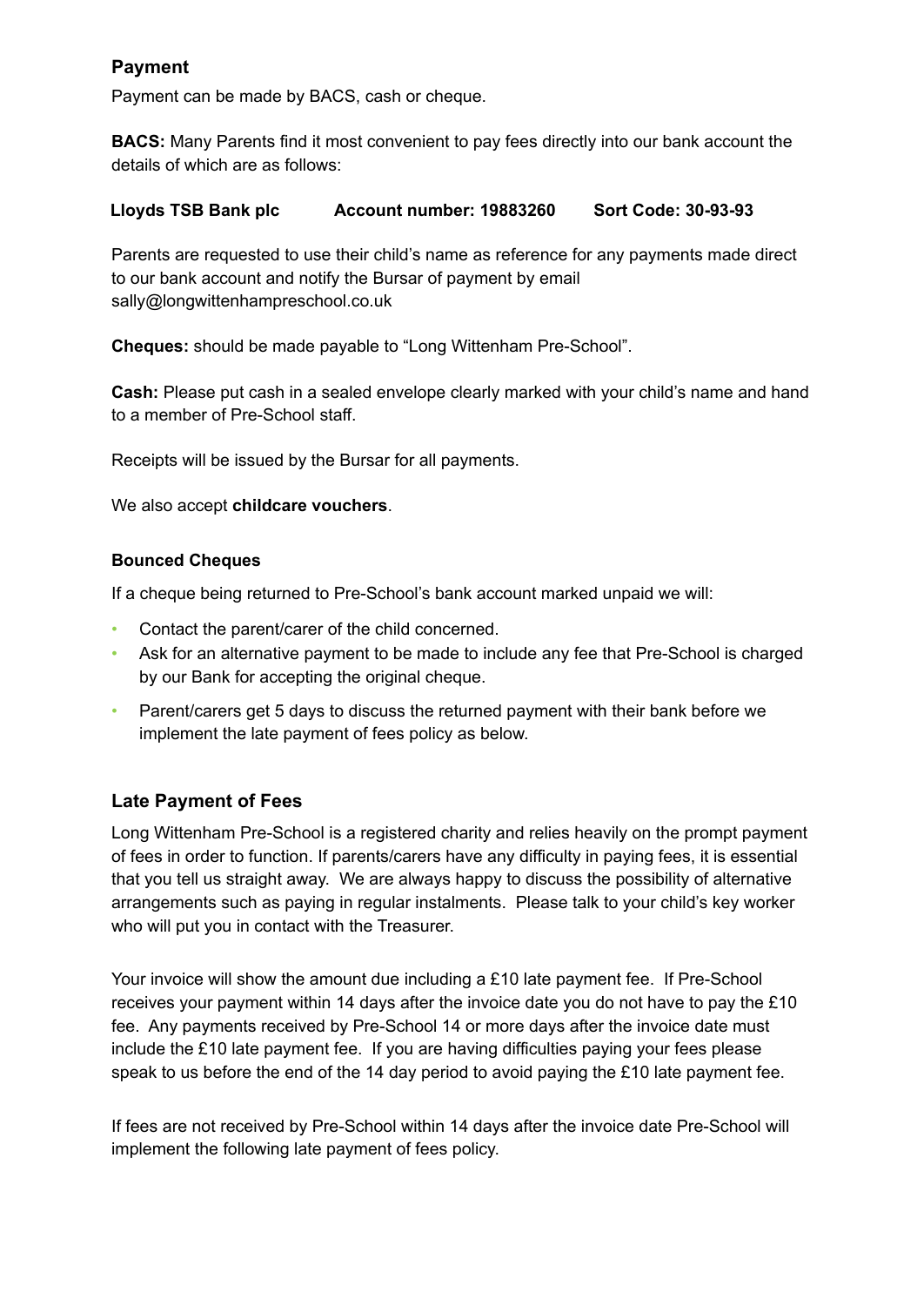## Payment

Payment can be made by BACS, cash or cheque.

**BACS:** Many Parents find it most convenient to pay fees directly into our bank account the details of which are as follows:

**Lloyds TSB Bank plc        Account number: 19883260        Sort Code: 30-93-93**

Parents are requested to use their child's name as reference for any payments made direct to our bank account and notify the Bursar of payment by email sally@longwittenhampreschool.co.uk

**Cheques:** should be made payable to "Long Wittenham Pre-School".

**Cash:** Please put cash in a sealed envelope clearly marked with your child's name and hand to a member of Pre-School staff.

Receipts will be issued by the Bursar for all payments.

We also accept **childcare vouchers**.

### Bounced Cheques

If a cheque being returned to Pre-School's bank account marked unpaid we will:

- Contact the parent/carer of the child concerned.
- Ask for an alternative payment to be made to include any fee that Pre-School is charged by our Bank for accepting the original cheque.
- Parent/carers get 5 days to discuss the returned payment with their bank before we implement the late payment of fees policy as below.

## Late Payment of Fees

Long Wittenham Pre-School is a registered charity and relies heavily on the prompt payment of fees in order to function. If parents/carers have any difficulty in paying fees, it is essential that you tell us straight away. We are always happy to discuss the possibility of alternative arrangements such as paying in regular instalments. Please talk to your child's key worker who will put you in contact with the Treasurer.

Your invoice will show the amount due including a £10 late payment fee. If Pre-School receives your payment within 14 days after the invoice date you do not have to pay the £10 fee. Any payments received by Pre-School 14 or more days after the invoice date must include the £10 late payment fee. If you are having difficulties paying your fees please speak to us before the end of the 14 day period to avoid paying the £10 late payment fee.

If fees are not received by Pre-School within 14 days after the invoice date Pre-School will implement the following late payment of fees policy.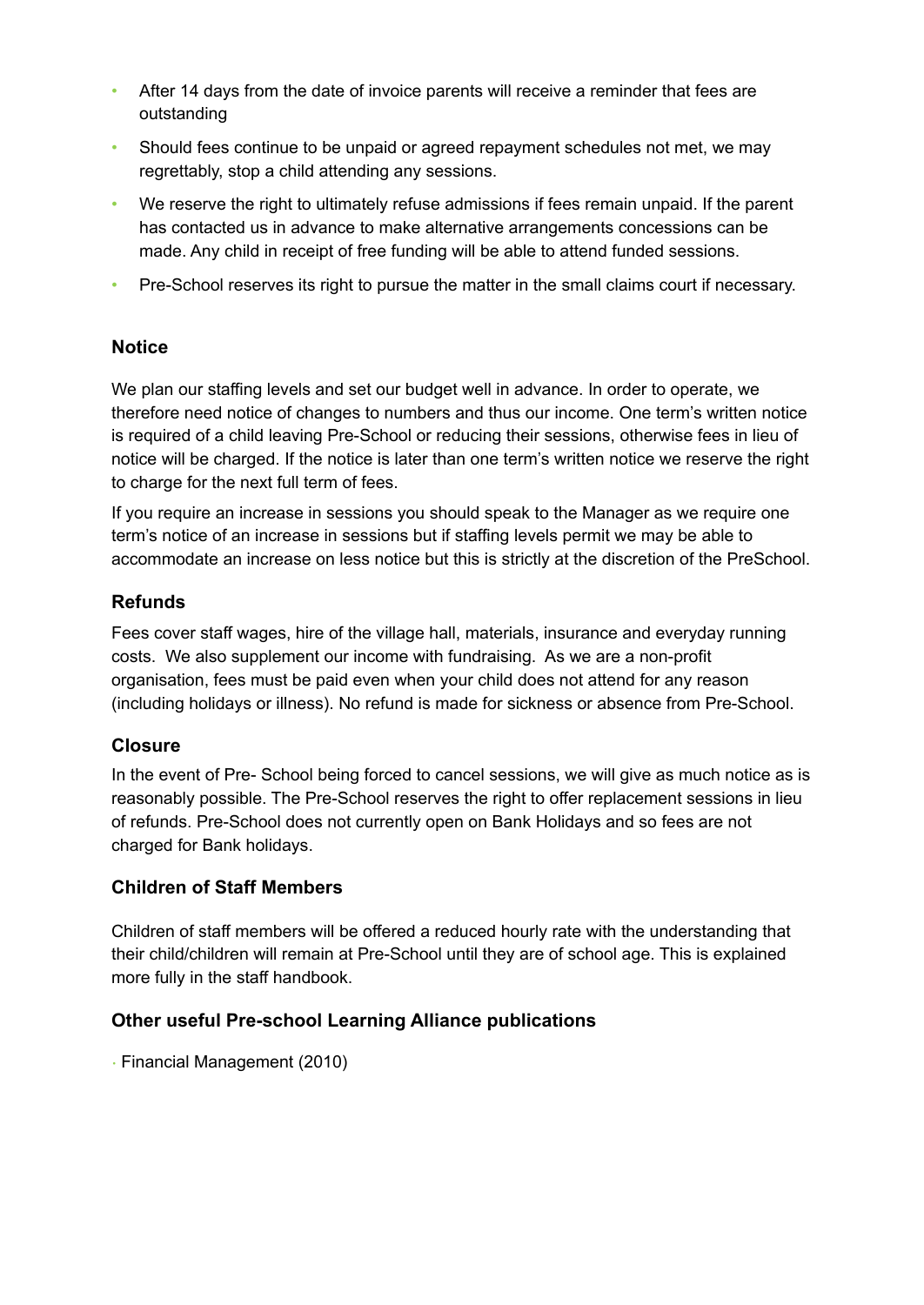- After 14 days from the date of invoice parents will receive a reminder that fees are outstanding
- Should fees continue to be unpaid or agreed repayment schedules not met, we may regrettably, stop a child attending any sessions.
- We reserve the right to ultimately refuse admissions if fees remain unpaid. If the parent has contacted us in advance to make alternative arrangements concessions can be made. Any child in receipt of free funding will be able to attend funded sessions.
- Pre-School reserves its right to pursue the matter in the small claims court if necessary.

### Notice

We plan our staffing levels and set our budget well in advance. In order to operate, we therefore need notice of changes to numbers and thus our income. One term's written notice is required of a child leaving Pre-School or reducing their sessions, otherwise fees in lieu of notice will be charged. If the notice is later than one term's written notice we reserve the right to charge for the next full term of fees.

If you require an increase in sessions you should speak to the Manager as we require one term's notice of an increase in sessions but if staffing levels permit we may be able to accommodate an increase on less notice but this is strictly at the discretion of the PreSchool.

### Refunds

Fees cover staff wages, hire of the village hall, materials, insurance and everyday running costs. We also supplement our income with fundraising. As we are a non-profit organisation, fees must be paid even when your child does not attend for any reason (including holidays or illness). No refund is made for sickness or absence from Pre-School.

### Closure

In the event of Pre- School being forced to cancel sessions, we will give as much notice as is reasonably possible. The Pre-School reserves the right to offer replacement sessions in lieu of refunds. Pre-School does not currently open on Bank Holidays and so fees are not charged for Bank holidays.

### Children of Staff Members

Children of staff members will be offered a reduced hourly rate with the understanding that their child/children will remain at Pre-School until they are of school age. This is explained more fully in the staff handbook.

### Other useful Pre-school Learning Alliance publications

- Financial Management (2010)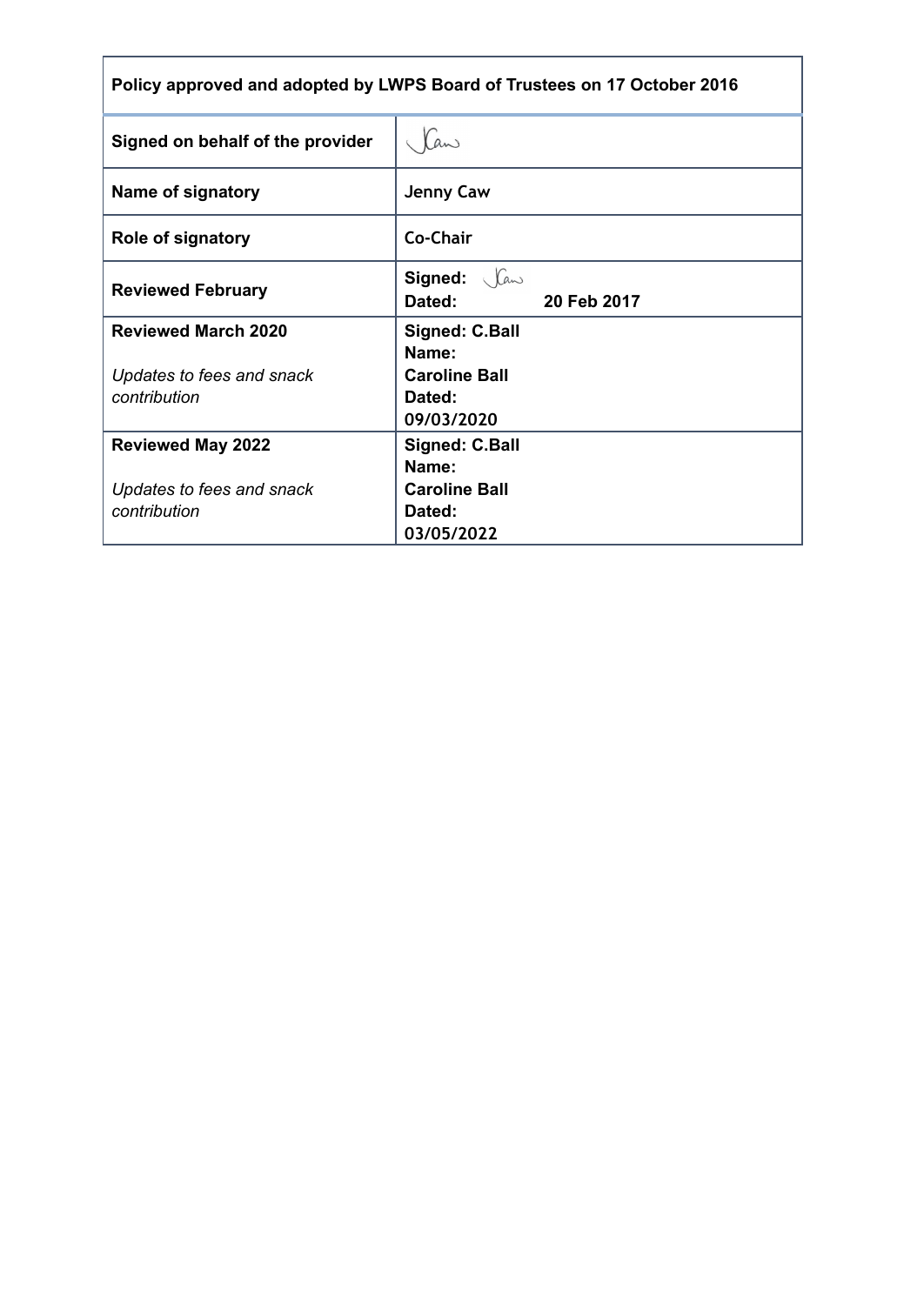| Policy approved and adopted by LWPS Board of Trustees on 17 October 2016 | |
|---|---|
| **Signed on behalf of the provider** | Caw |
| **Name of signatory** | **Jenny Caw** |
| **Role of signatory** | **Co-Chair** |
| **Reviewed February** | **Signed:** Caw<br>**Dated:** **20 Feb 2017** |
| **Reviewed March 2020**<br><br>*Updates to fees and snack contribution* | **Signed: C.Ball**<br>**Name:**<br>**Caroline Ball**<br>**Dated:**<br>**09/03/2020** |
| **Reviewed May 2022**<br><br>*Updates to fees and snack contribution* | **Signed: C.Ball**<br>**Name:**<br>**Caroline Ball**<br>**Dated:**<br>**03/05/2022** |